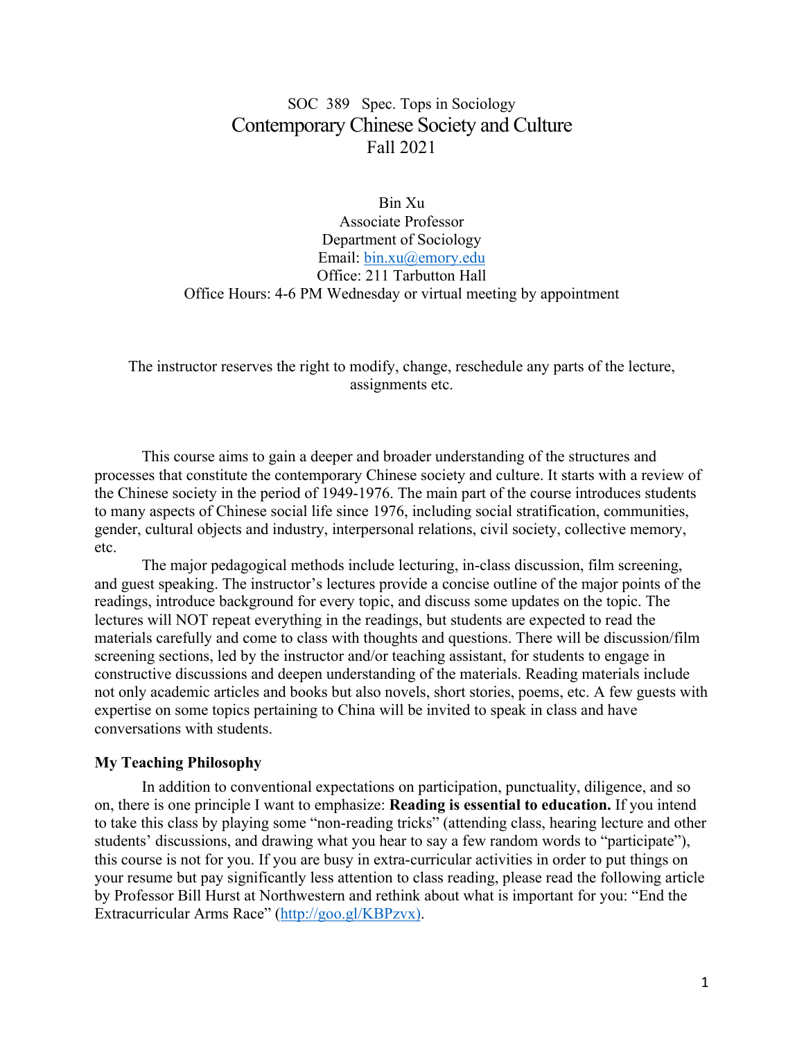SOC 389 Spec. Tops in Sociology

# Contemporary Chinese Society and Culture

Fall 2021

Bin Xu
Associate Professor
Department of Sociology
Email: [bin.xu@emory.edu](mailto:bin.xu@emory.edu)
Office: 211 Tarbutton Hall
Office Hours: 4-6 PM Wednesday or virtual meeting by appointment

The instructor reserves the right to modify, change, reschedule any parts of the lecture, assignments etc.

This course aims to gain a deeper and broader understanding of the structures and processes that constitute the contemporary Chinese society and culture. It starts with a review of the Chinese society in the period of 1949-1976. The main part of the course introduces students to many aspects of Chinese social life since 1976, including social stratification, communities, gender, cultural objects and industry, interpersonal relations, civil society, collective memory, etc.

The major pedagogical methods include lecturing, in-class discussion, film screening, and guest speaking. The instructor's lectures provide a concise outline of the major points of the readings, introduce background for every topic, and discuss some updates on the topic. The lectures will NOT repeat everything in the readings, but students are expected to read the materials carefully and come to class with thoughts and questions. There will be discussion/film screening sections, led by the instructor and/or teaching assistant, for students to engage in constructive discussions and deepen understanding of the materials. Reading materials include not only academic articles and books but also novels, short stories, poems, etc. A few guests with expertise on some topics pertaining to China will be invited to speak in class and have conversations with students.

### My Teaching Philosophy

In addition to conventional expectations on participation, punctuality, diligence, and so on, there is one principle I want to emphasize: **Reading is essential to education.** If you intend to take this class by playing some "non-reading tricks" (attending class, hearing lecture and other students' discussions, and drawing what you hear to say a few random words to "participate"), this course is not for you. If you are busy in extra-curricular activities in order to put things on your resume but pay significantly less attention to class reading, please read the following article by Professor Bill Hurst at Northwestern and rethink about what is important for you: "End the Extracurricular Arms Race" ([http://goo.gl/KBPzvx](http://goo.gl/KBPzvx)).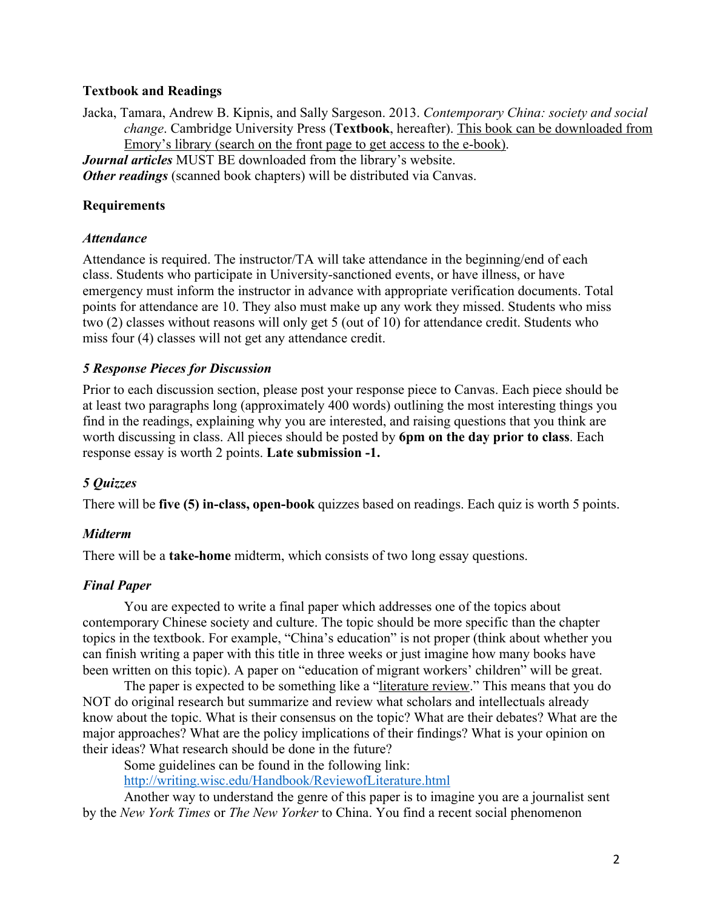**Textbook and Readings**

Jacka, Tamara, Andrew B. Kipnis, and Sally Sargeson. 2013. *Contemporary China: society and social change*. Cambridge University Press (**Textbook**, hereafter). This book can be downloaded from Emory's library (search on the front page to get access to the e-book).

***Journal articles*** MUST BE downloaded from the library's website.

***Other readings*** (scanned book chapters) will be distributed via Canvas.

**Requirements**

***Attendance***

Attendance is required. The instructor/TA will take attendance in the beginning/end of each class. Students who participate in University-sanctioned events, or have illness, or have emergency must inform the instructor in advance with appropriate verification documents. Total points for attendance are 10. They also must make up any work they missed. Students who miss two (2) classes without reasons will only get 5 (out of 10) for attendance credit. Students who miss four (4) classes will not get any attendance credit.

***5 Response Pieces for Discussion***

Prior to each discussion section, please post your response piece to Canvas. Each piece should be at least two paragraphs long (approximately 400 words) outlining the most interesting things you find in the readings, explaining why you are interested, and raising questions that you think are worth discussing in class. All pieces should be posted by **6pm on the day prior to class**. Each response essay is worth 2 points. **Late submission -1.**

***5 Quizzes***

There will be **five (5) in-class, open-book** quizzes based on readings. Each quiz is worth 5 points.

***Midterm***

There will be a **take-home** midterm, which consists of two long essay questions.

***Final Paper***

You are expected to write a final paper which addresses one of the topics about contemporary Chinese society and culture. The topic should be more specific than the chapter topics in the textbook. For example, "China's education" is not proper (think about whether you can finish writing a paper with this title in three weeks or just imagine how many books have been written on this topic). A paper on "education of migrant workers' children" will be great.

The paper is expected to be something like a "literature review." This means that you do NOT do original research but summarize and review what scholars and intellectuals already know about the topic. What is their consensus on the topic? What are their debates? What are the major approaches? What are the policy implications of their findings? What is your opinion on their ideas? What research should be done in the future?

Some guidelines can be found in the following link:
http://writing.wisc.edu/Handbook/ReviewofLiterature.html

Another way to understand the genre of this paper is to imagine you are a journalist sent by the *New York Times* or *The New Yorker* to China. You find a recent social phenomenon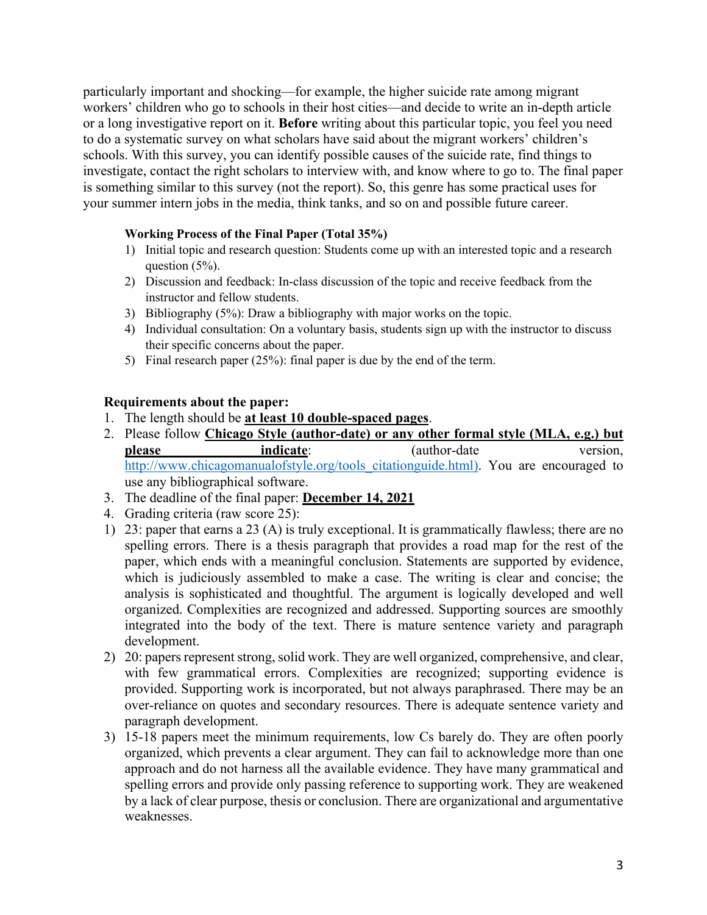particularly important and shocking—for example, the higher suicide rate among migrant workers' children who go to schools in their host cities—and decide to write an in-depth article or a long investigative report on it. **Before** writing about this particular topic, you feel you need to do a systematic survey on what scholars have said about the migrant workers' children's schools. With this survey, you can identify possible causes of the suicide rate, find things to investigate, contact the right scholars to interview with, and know where to go to. The final paper is something similar to this survey (not the report). So, this genre has some practical uses for your summer intern jobs in the media, think tanks, and so on and possible future career.

**Working Process of the Final Paper (Total 35%)**

1) Initial topic and research question: Students come up with an interested topic and a research question (5%).
2) Discussion and feedback: In-class discussion of the topic and receive feedback from the instructor and fellow students.
3) Bibliography (5%): Draw a bibliography with major works on the topic.
4) Individual consultation: On a voluntary basis, students sign up with the instructor to discuss their specific concerns about the paper.
5) Final research paper (25%): final paper is due by the end of the term.

**Requirements about the paper:**

1. The length should be **at least 10 double-spaced pages**.
2. Please follow **Chicago Style (author-date) or any other formal style (MLA, e.g.) but please indicate**: (author-date version, http://www.chicagomanualofstyle.org/tools_citationguide.html). You are encouraged to use any bibliographical software.
3. The deadline of the final paper: **December 14, 2021**
4. Grading criteria (raw score 25):

1) 23: paper that earns a 23 (A) is truly exceptional. It is grammatically flawless; there are no spelling errors. There is a thesis paragraph that provides a road map for the rest of the paper, which ends with a meaningful conclusion. Statements are supported by evidence, which is judiciously assembled to make a case. The writing is clear and concise; the analysis is sophisticated and thoughtful. The argument is logically developed and well organized. Complexities are recognized and addressed. Supporting sources are smoothly integrated into the body of the text. There is mature sentence variety and paragraph development.
2) 20: papers represent strong, solid work. They are well organized, comprehensive, and clear, with few grammatical errors. Complexities are recognized; supporting evidence is provided. Supporting work is incorporated, but not always paraphrased. There may be an over-reliance on quotes and secondary resources. There is adequate sentence variety and paragraph development.
3) 15-18 papers meet the minimum requirements, low Cs barely do. They are often poorly organized, which prevents a clear argument. They can fail to acknowledge more than one approach and do not harness all the available evidence. They have many grammatical and spelling errors and provide only passing reference to supporting work. They are weakened by a lack of clear purpose, thesis or conclusion. There are organizational and argumentative weaknesses.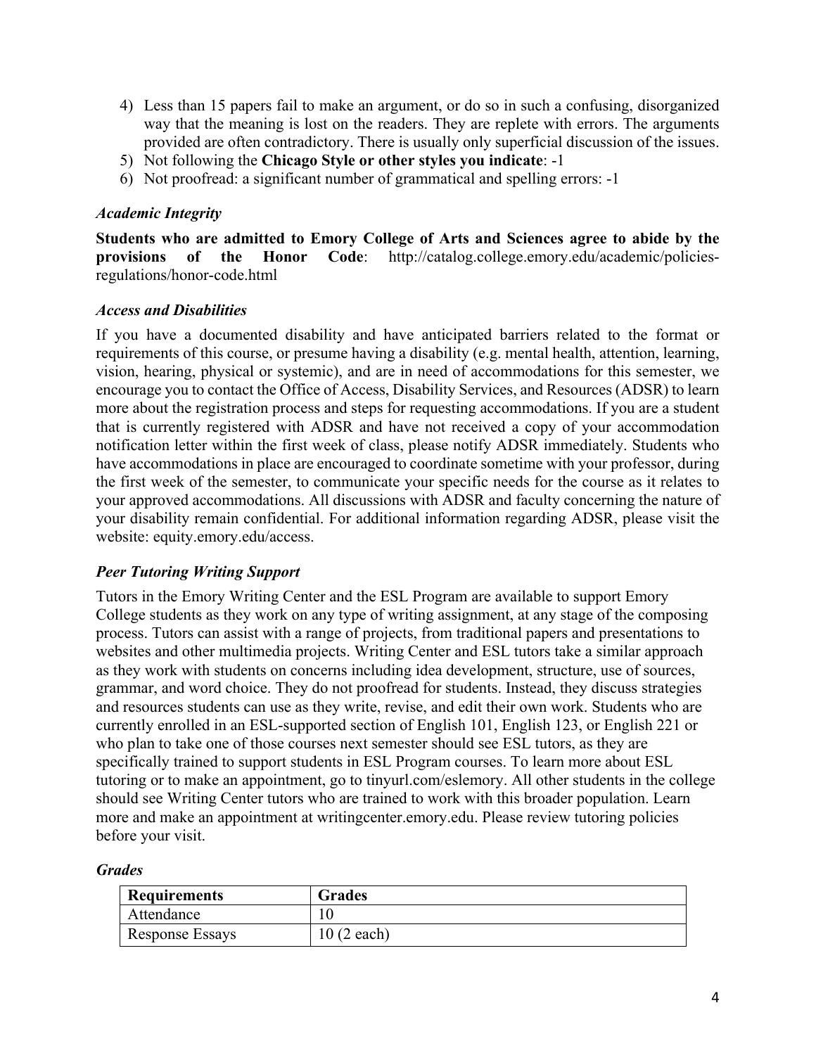4) Less than 15 papers fail to make an argument, or do so in such a confusing, disorganized way that the meaning is lost on the readers. They are replete with errors. The arguments provided are often contradictory. There is usually only superficial discussion of the issues.
5) Not following the **Chicago Style or other styles you indicate**: -1
6) Not proofread: a significant number of grammatical and spelling errors: -1

### *Academic Integrity*

**Students who are admitted to Emory College of Arts and Sciences agree to abide by the provisions of the Honor Code**: http://catalog.college.emory.edu/academic/policies-regulations/honor-code.html

### *Access and Disabilities*

If you have a documented disability and have anticipated barriers related to the format or requirements of this course, or presume having a disability (e.g. mental health, attention, learning, vision, hearing, physical or systemic), and are in need of accommodations for this semester, we encourage you to contact the Office of Access, Disability Services, and Resources (ADSR) to learn more about the registration process and steps for requesting accommodations. If you are a student that is currently registered with ADSR and have not received a copy of your accommodation notification letter within the first week of class, please notify ADSR immediately. Students who have accommodations in place are encouraged to coordinate sometime with your professor, during the first week of the semester, to communicate your specific needs for the course as it relates to your approved accommodations. All discussions with ADSR and faculty concerning the nature of your disability remain confidential. For additional information regarding ADSR, please visit the website: equity.emory.edu/access.

### *Peer Tutoring Writing Support*

Tutors in the Emory Writing Center and the ESL Program are available to support Emory College students as they work on any type of writing assignment, at any stage of the composing process. Tutors can assist with a range of projects, from traditional papers and presentations to websites and other multimedia projects. Writing Center and ESL tutors take a similar approach as they work with students on concerns including idea development, structure, use of sources, grammar, and word choice. They do not proofread for students. Instead, they discuss strategies and resources students can use as they write, revise, and edit their own work. Students who are currently enrolled in an ESL-supported section of English 101, English 123, or English 221 or who plan to take one of those courses next semester should see ESL tutors, as they are specifically trained to support students in ESL Program courses. To learn more about ESL tutoring or to make an appointment, go to tinyurl.com/eslemory. All other students in the college should see Writing Center tutors who are trained to work with this broader population. Learn more and make an appointment at writingcenter.emory.edu. Please review tutoring policies before your visit.

### *Grades*

| **Requirements** | **Grades** |
| --- | --- |
| Attendance | 10 |
| Response Essays | 10 (2 each) |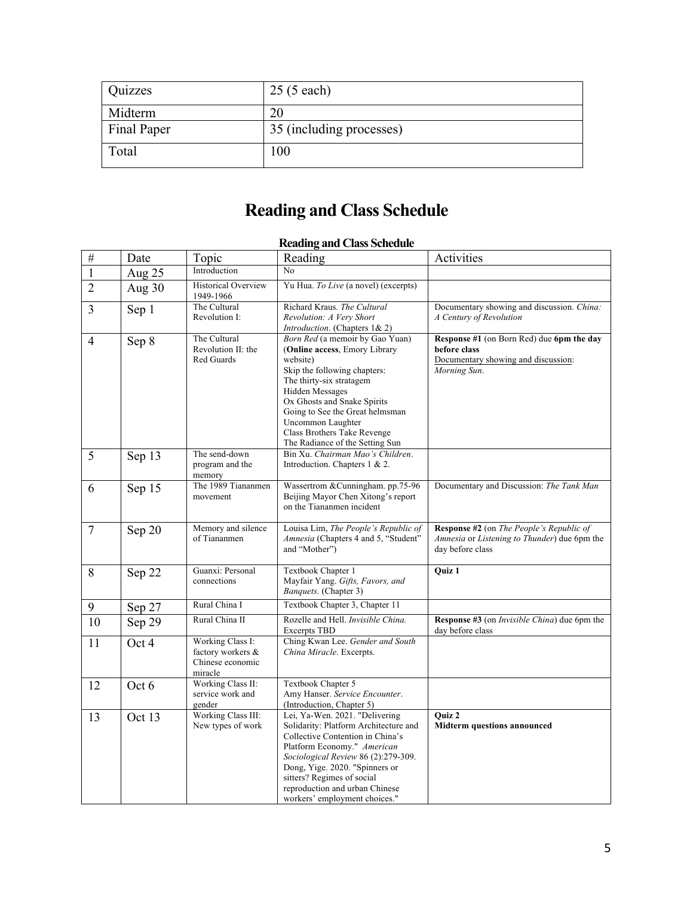| Quizzes | 25 (5 each) |
|---|---|
| Midterm | 20 |
| Final Paper | 35 (including processes) |
| Total | 100 |

# Reading and Class Schedule

**Reading and Class Schedule**

| # | Date | Topic | Reading | Activities |
|---|---|---|---|---|
| 1 | Aug 25 | Introduction | No | |
| 2 | Aug 30 | Historical Overview 1949-1966 | Yu Hua. *To Live* (a novel) (excerpts) | |
| 3 | Sep 1 | The Cultural Revolution I: | Richard Kraus. *The Cultural Revolution: A Very Short Introduction*. (Chapters 1& 2) | Documentary showing and discussion. *China: A Century of Revolution* |
| 4 | Sep 8 | The Cultural Revolution II: the Red Guards | *Born Red* (a memoir by Gao Yuan) (**Online access**, Emory Library website) Skip the following chapters: The thirty-six stratagem Hidden Messages Ox Ghosts and Snake Spirits Going to See the Great helmsman Uncommon Laughter Class Brothers Take Revenge The Radiance of the Setting Sun | **Response #1** (on Born Red) due **6pm the day before class** Documentary showing and discussion: *Morning Sun*. |
| 5 | Sep 13 | The send-down program and the memory | Bin Xu. *Chairman Mao's Children*. Introduction. Chapters 1 & 2. | |
| 6 | Sep 15 | The 1989 Tiananmen movement | Wassertrom &Cunningham. pp.75-96 Beijing Mayor Chen Xitong's report on the Tiananmen incident | Documentary and Discussion: *The Tank Man* |
| 7 | Sep 20 | Memory and silence of Tiananmen | Louisa Lim, *The People's Republic of Amnesia* (Chapters 4 and 5, "Student" and "Mother") | **Response #2** (on *The People's Republic of Amnesia* or *Listening to Thunder*) due 6pm the day before class |
| 8 | Sep 22 | Guanxi: Personal connections | Textbook Chapter 1 Mayfair Yang. *Gifts, Favors, and Banquets*. (Chapter 3) | **Quiz 1** |
| 9 | Sep 27 | Rural China I | Textbook Chapter 3, Chapter 11 | |
| 10 | Sep 29 | Rural China II | Rozelle and Hell. *Invisible China.* Excerpts TBD | **Response #3** (on *Invisible China*) due 6pm the day before class |
| 11 | Oct 4 | Working Class I: factory workers & Chinese economic miracle | Ching Kwan Lee. *Gender and South China Miracle*. Excerpts. | |
| 12 | Oct 6 | Working Class II: service work and gender | Textbook Chapter 5 Amy Hanser. *Service Encounter*. (Introduction, Chapter 5) | |
| 13 | Oct 13 | Working Class III: New types of work | Lei, Ya-Wen. 2021. "Delivering Solidarity: Platform Architecture and Collective Contention in China's Platform Economy." *American Sociological Review* 86 (2):279-309. Dong, Yige. 2020. "Spinners or sitters? Regimes of social reproduction and urban Chinese workers' employment choices." | **Quiz 2** **Midterm questions announced** |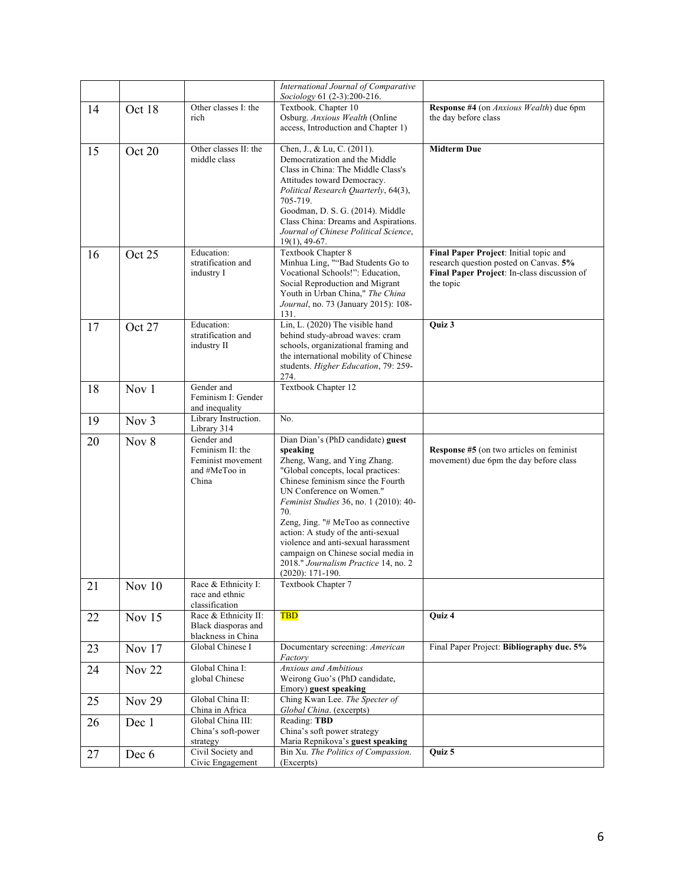| | | | | |
|---|---|---|---|---|
| | | | *International Journal of Comparative Sociology* 61 (2-3):200-216. | |
| 14 | Oct 18 | Other classes I: the rich | Textbook. Chapter 10<br>Osburg. *Anxious Wealth* (Online access, Introduction and Chapter 1) | **Response #4** (on *Anxious Wealth*) due 6pm the day before class |
| 15 | Oct 20 | Other classes II: the middle class | Chen, J., & Lu, C. (2011). Democratization and the Middle Class in China: The Middle Class's Attitudes toward Democracy. *Political Research Quarterly*, 64(3), 705-719.<br>Goodman, D. S. G. (2014). Middle Class China: Dreams and Aspirations. *Journal of Chinese Political Science*, 19(1), 49-67. | **Midterm Due** |
| 16 | Oct 25 | Education: stratification and industry I | Textbook Chapter 8<br>Minhua Ling, ""Bad Students Go to Vocational Schools!": Education, Social Reproduction and Migrant Youth in Urban China," *The China Journal*, no. 73 (January 2015): 108-131. | **Final Paper Project**: Initial topic and research question posted on Canvas. **5%**<br>**Final Paper Project**: In-class discussion of the topic |
| 17 | Oct 27 | Education: stratification and industry II | Lin, L. (2020) The visible hand behind study-abroad waves: cram schools, organizational framing and the international mobility of Chinese students. *Higher Education*, 79: 259-274. | **Quiz 3** |
| 18 | Nov 1 | Gender and Feminism I: Gender and inequality | Textbook Chapter 12 | |
| 19 | Nov 3 | Library Instruction. Library 314 | No. | |
| 20 | Nov 8 | Gender and Feminism II: the Feminist movement and #MeToo in China | Dian Dian's (PhD candidate) **guest speaking**<br>Zheng, Wang, and Ying Zhang. "Global concepts, local practices: Chinese feminism since the Fourth UN Conference on Women." *Feminist Studies* 36, no. 1 (2010): 40-70.<br>Zeng, Jing. "# MeToo as connective action: A study of the anti-sexual violence and anti-sexual harassment campaign on Chinese social media in 2018." *Journalism Practice* 14, no. 2 (2020): 171-190. | **Response #5** (on two articles on feminist movement) due 6pm the day before class |
| 21 | Nov 10 | Race & Ethnicity I: race and ethnic classification | Textbook Chapter 7 | |
| 22 | Nov 15 | Race & Ethnicity II: Black diasporas and blackness in China | TBD | **Quiz 4** |
| 23 | Nov 17 | Global Chinese I | Documentary screening: *American Factory* | Final Paper Project: **Bibliography due. 5%** |
| 24 | Nov 22 | Global China I: global Chinese | *Anxious and Ambitious*<br>Weirong Guo's (PhD candidate, Emory) **guest speaking** | |
| 25 | Nov 29 | Global China II: China in Africa | Ching Kwan Lee. *The Specter of Global China*. (excerpts) | |
| 26 | Dec 1 | Global China III: China's soft-power strategy | Reading: **TBD**<br>China's soft power strategy<br>Maria Repnikova's **guest speaking** | |
| 27 | Dec 6 | Civil Society and Civic Engagement | Bin Xu. *The Politics of Compassion*. (Excerpts) | **Quiz 5** |